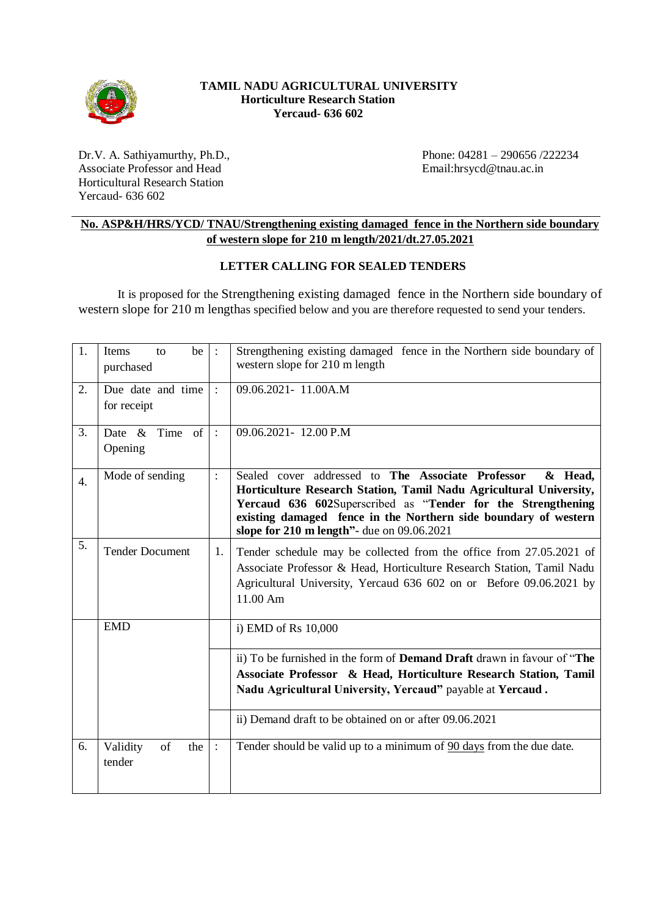**TAMIL NADU AGRICULTURAL UNIVERSITY**
**Horticulture Research Station**
**Yercaud- 636 602**

Dr.V. A. Sathiyamurthy, Ph.D.,
Associate Professor and Head
Horticultural Research Station
Yercaud- 636 602

Phone: 04281 – 290656 /222234
Email:hrsycd@tnau.ac.in

**No. ASP&H/HRS/YCD/ TNAU/Strengthening existing damaged fence in the Northern side boundary of western slope for 210 m length/2021/dt.27.05.2021**

**LETTER CALLING FOR SEALED TENDERS**

It is proposed for the Strengthening existing damaged fence in the Northern side boundary of western slope for 210 m lengthas specified below and you are therefore requested to send your tenders.

| | | | |
|---|---|---|---|
| 1. | Items to be purchased | : | Strengthening existing damaged fence in the Northern side boundary of western slope for 210 m length |
| 2. | Due date and time for receipt | : | 09.06.2021- 11.00A.M |
| 3. | Date & Time of Opening | : | 09.06.2021- 12.00 P.M |
| 4. | Mode of sending | : | Sealed cover addressed to **The Associate Professor & Head, Horticulture Research Station, Tamil Nadu Agricultural University, Yercaud 636 602**Superscribed as "**Tender for the Strengthening existing damaged fence in the Northern side boundary of western slope for 210 m length"**- due on 09.06.2021 |
| 5. | Tender Document | 1. | Tender schedule may be collected from the office from 27.05.2021 of Associate Professor & Head, Horticulture Research Station, Tamil Nadu Agricultural University, Yercaud 636 602 on or Before 09.06.2021 by 11.00 Am |
| | EMD | | i) EMD of Rs 10,000 |
| | | | ii) To be furnished in the form of **Demand Draft** drawn in favour of "**The Associate Professor & Head, Horticulture Research Station, Tamil Nadu Agricultural University, Yercaud"** payable at **Yercaud .** |
| | | | ii) Demand draft to be obtained on or after 09.06.2021 |
| 6. | Validity of the tender | : | Tender should be valid up to a minimum of 90 days from the due date. |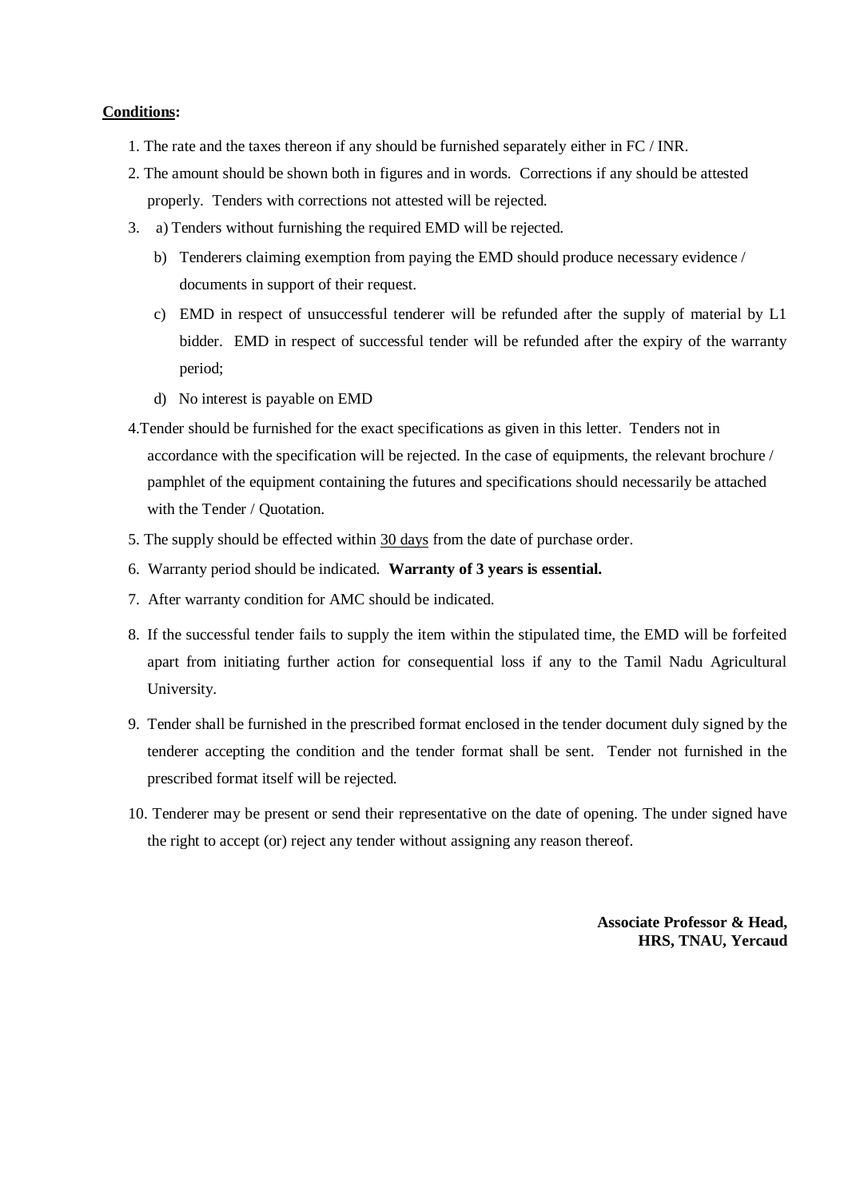**<u>Conditions</u>:**

1. The rate and the taxes thereon if any should be furnished separately either in FC / INR.
2. The amount should be shown both in figures and in words. Corrections if any should be attested properly. Tenders with corrections not attested will be rejected.
3. a) Tenders without furnishing the required EMD will be rejected.
   b) Tenderers claiming exemption from paying the EMD should produce necessary evidence / documents in support of their request.
   c) EMD in respect of unsuccessful tenderer will be refunded after the supply of material by L1 bidder. EMD in respect of successful tender will be refunded after the expiry of the warranty period;
   d) No interest is payable on EMD
4. Tender should be furnished for the exact specifications as given in this letter. Tenders not in accordance with the specification will be rejected. In the case of equipments, the relevant brochure / pamphlet of the equipment containing the futures and specifications should necessarily be attached with the Tender / Quotation.
5. The supply should be effected within <u>30 days</u> from the date of purchase order.
6. Warranty period should be indicated. **Warranty of 3 years is essential.**
7. After warranty condition for AMC should be indicated.
8. If the successful tender fails to supply the item within the stipulated time, the EMD will be forfeited apart from initiating further action for consequential loss if any to the Tamil Nadu Agricultural University.
9. Tender shall be furnished in the prescribed format enclosed in the tender document duly signed by the tenderer accepting the condition and the tender format shall be sent. Tender not furnished in the prescribed format itself will be rejected.
10. Tenderer may be present or send their representative on the date of opening. The under signed have the right to accept (or) reject any tender without assigning any reason thereof.

**Associate Professor & Head,**
**HRS, TNAU, Yercaud**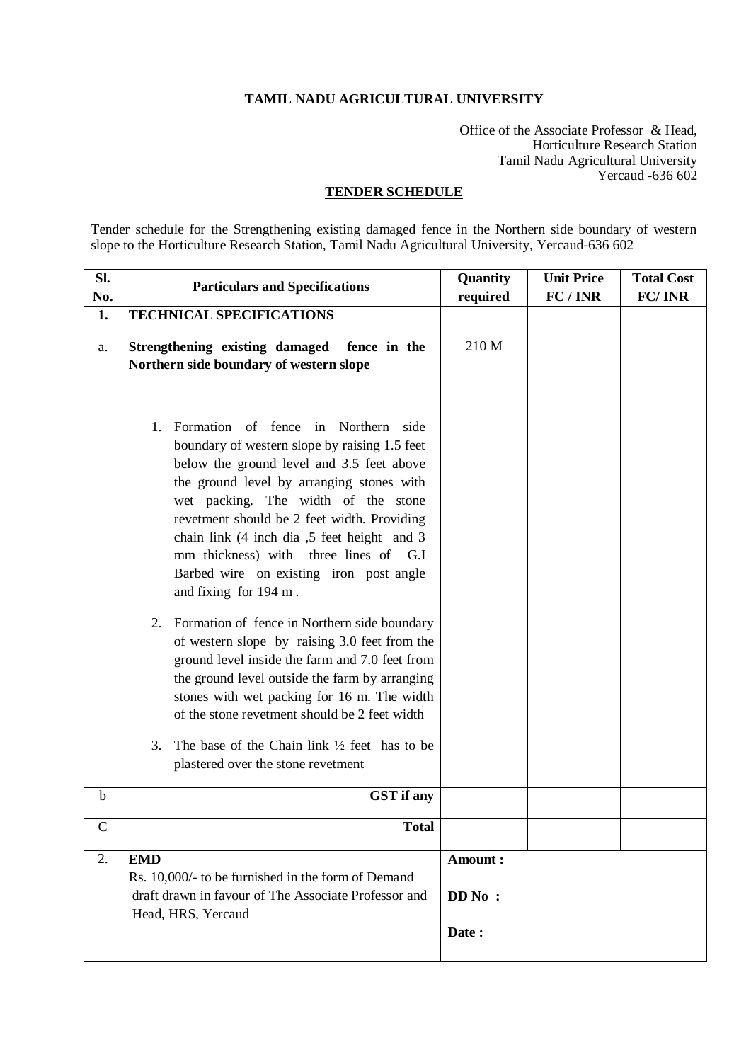**TAMIL NADU AGRICULTURAL UNIVERSITY**

Office of the Associate Professor & Head,
Horticulture Research Station
Tamil Nadu Agricultural University
Yercaud -636 602

**TENDER SCHEDULE**

Tender schedule for the Strengthening existing damaged fence in the Northern side boundary of western slope to the Horticulture Research Station, Tamil Nadu Agricultural University, Yercaud-636 602

| Sl. No. | Particulars and Specifications | Quantity required | Unit Price FC / INR | Total Cost FC/ INR |
|---|---|---|---|---|
| **1.** | **TECHNICAL SPECIFICATIONS** | | | |
| a. | **Strengthening existing damaged fence in the Northern side boundary of western slope**<br><br>1. Formation of fence in Northern side boundary of western slope by raising 1.5 feet below the ground level and 3.5 feet above the ground level by arranging stones with wet packing. The width of the stone revetment should be 2 feet width. Providing chain link (4 inch dia ,5 feet height and 3 mm thickness) with three lines of G.I Barbed wire on existing iron post angle and fixing for 194 m .<br><br>2. Formation of fence in Northern side boundary of western slope by raising 3.0 feet from the ground level inside the farm and 7.0 feet from the ground level outside the farm by arranging stones with wet packing for 16 m. The width of the stone revetment should be 2 feet width<br><br>3. The base of the Chain link ½ feet has to be plastered over the stone revetment | 210 M | | |
| b | **GST if any** | | | |
| C | **Total** | | | |
| 2. | **EMD**<br>Rs. 10,000/- to be furnished in the form of Demand draft drawn in favour of The Associate Professor and Head, HRS, Yercaud | **Amount :**<br><br>**DD No :**<br><br>**Date :** | | |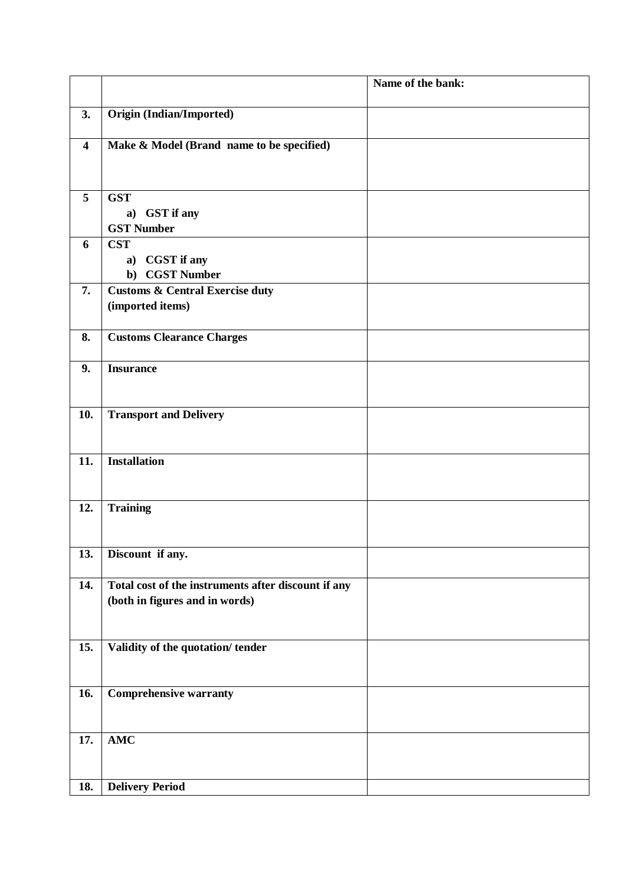| | | **Name of the bank:** |
|---|---|---|
| **3.** | **Origin (Indian/Imported)** | |
| **4** | **Make & Model (Brand name to be specified)** | |
| **5** | **GST**<br>a) **GST if any**<br>**GST Number** | |
| **6** | **CST**<br>a) **CGST if any**<br>b) **CGST Number** | |
| **7.** | **Customs & Central Exercise duty (imported items)** | |
| **8.** | **Customs Clearance Charges** | |
| **9.** | **Insurance** | |
| **10.** | **Transport and Delivery** | |
| **11.** | **Installation** | |
| **12.** | **Training** | |
| **13.** | **Discount if any.** | |
| **14.** | **Total cost of the instruments after discount if any (both in figures and in words)** | |
| **15.** | **Validity of the quotation/ tender** | |
| **16.** | **Comprehensive warranty** | |
| **17.** | **AMC** | |
| **18.** | **Delivery Period** | |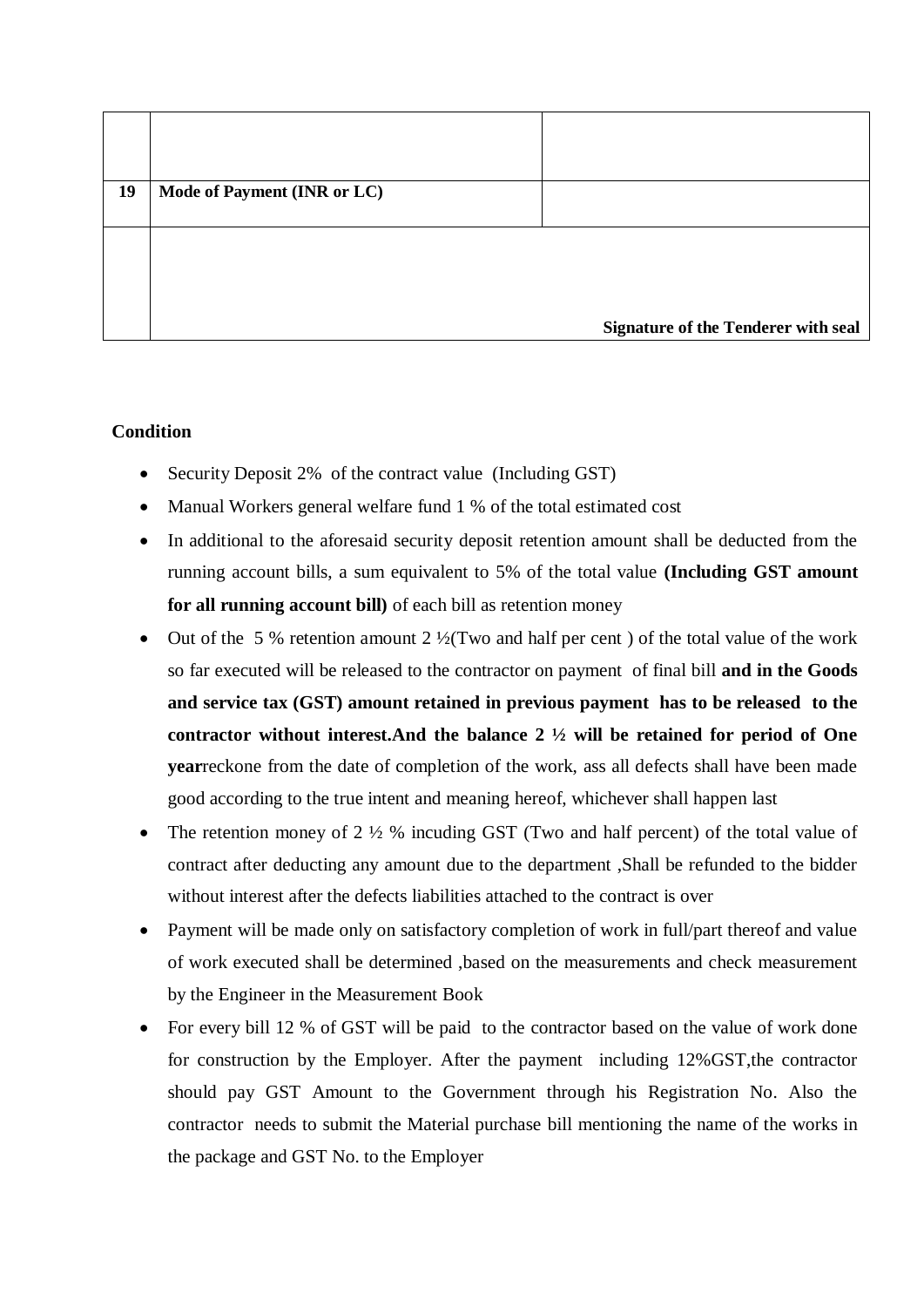| | | |
|---|---|---|
| | | |
| **19** | **Mode of Payment (INR or LC)** | |
| | **Signature of the Tenderer with seal** | |

**Condition**

- Security Deposit 2% of the contract value (Including GST)
- Manual Workers general welfare fund 1 % of the total estimated cost
- In additional to the aforesaid security deposit retention amount shall be deducted from the running account bills, a sum equivalent to 5% of the total value **(Including GST amount for all running account bill)** of each bill as retention money
- Out of the 5 % retention amount 2 ½(Two and half per cent ) of the total value of the work so far executed will be released to the contractor on payment of final bill **and in the Goods and service tax (GST) amount retained in previous payment has to be released to the contractor without interest.And the balance 2 ½ will be retained for period of One year**reckone from the date of completion of the work, ass all defects shall have been made good according to the true intent and meaning hereof, whichever shall happen last
- The retention money of 2 ½ % incuding GST (Two and half percent) of the total value of contract after deducting any amount due to the department ,Shall be refunded to the bidder without interest after the defects liabilities attached to the contract is over
- Payment will be made only on satisfactory completion of work in full/part thereof and value of work executed shall be determined ,based on the measurements and check measurement by the Engineer in the Measurement Book
- For every bill 12 % of GST will be paid to the contractor based on the value of work done for construction by the Employer. After the payment including 12%GST,the contractor should pay GST Amount to the Government through his Registration No. Also the contractor needs to submit the Material purchase bill mentioning the name of the works in the package and GST No. to the Employer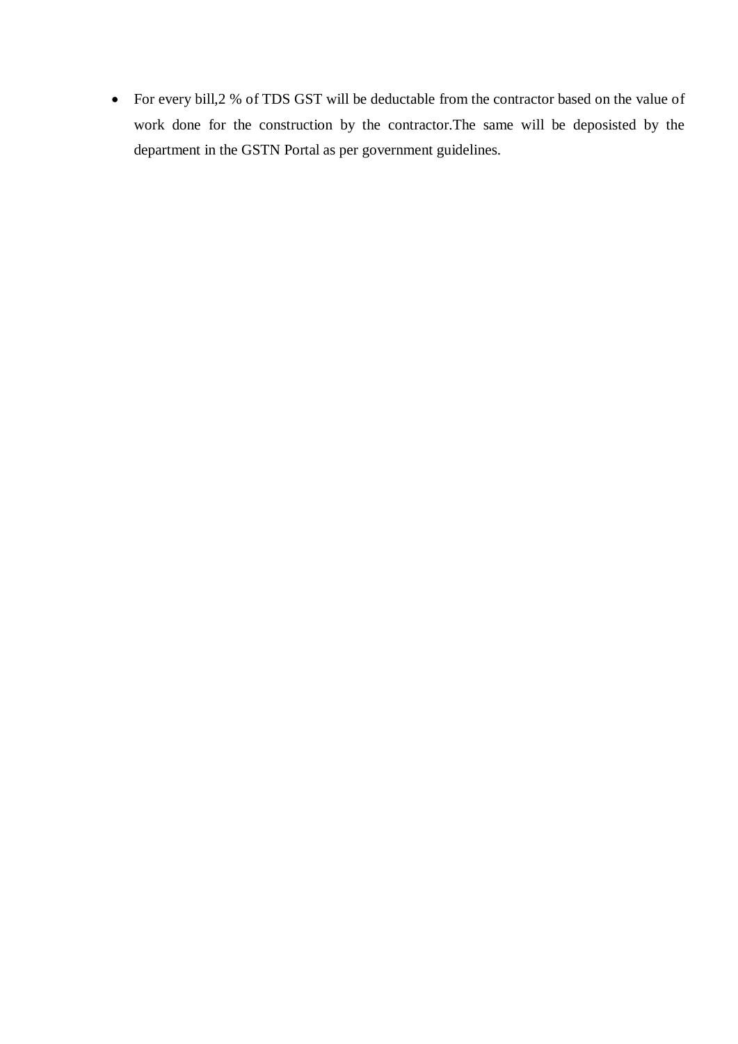- For every bill,2 % of TDS GST will be deductable from the contractor based on the value of work done for the construction by the contractor.The same will be deposisted by the department in the GSTN Portal as per government guidelines.